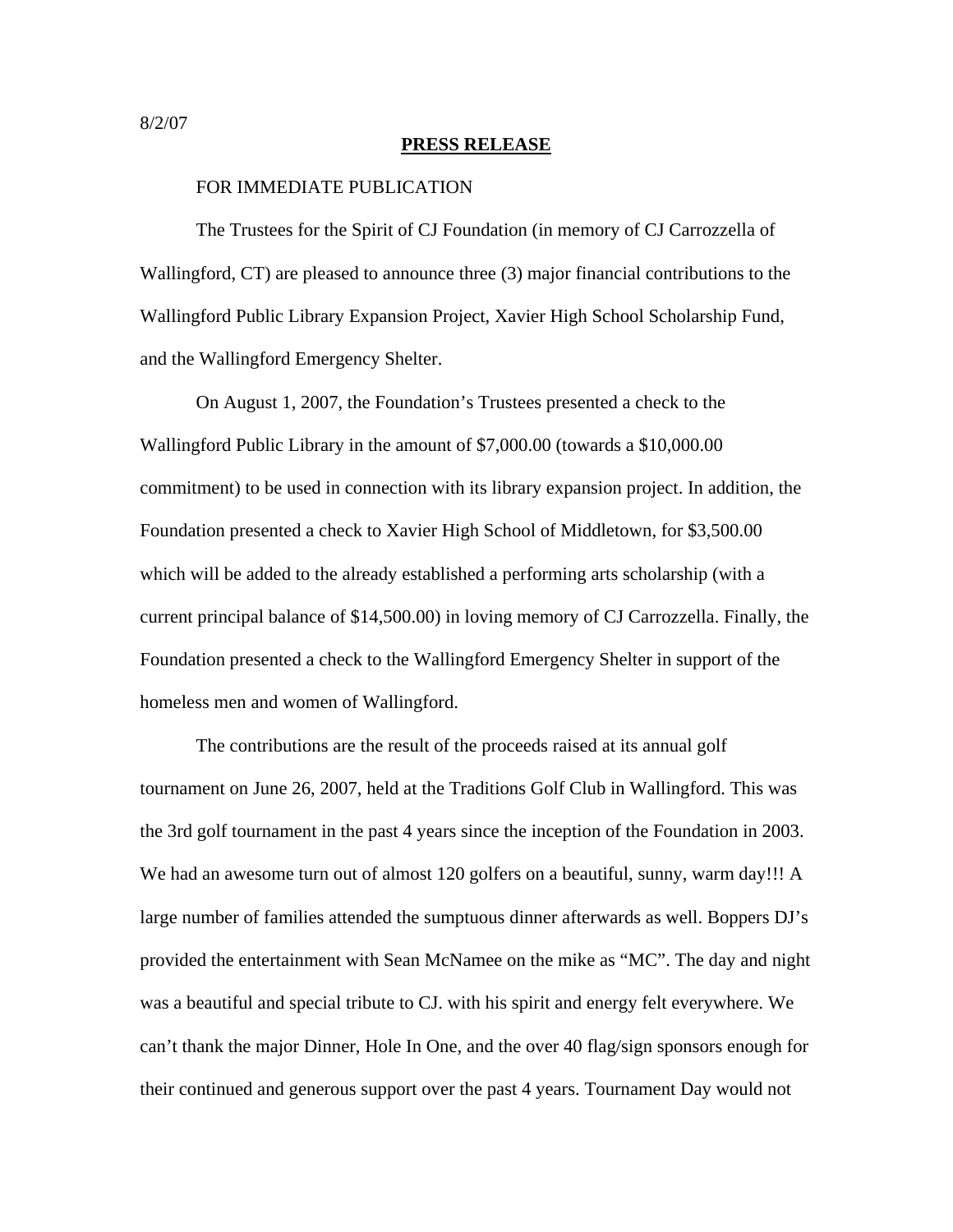8/2/07

**PRESS RELEASE**

FOR IMMEDIATE PUBLICATION

The Trustees for the Spirit of CJ Foundation (in memory of CJ Carrozzella of Wallingford, CT) are pleased to announce three (3) major financial contributions to the Wallingford Public Library Expansion Project, Xavier High School Scholarship Fund, and the Wallingford Emergency Shelter.

On August 1, 2007, the Foundation's Trustees presented a check to the Wallingford Public Library in the amount of $7,000.00 (towards a $10,000.00 commitment) to be used in connection with its library expansion project. In addition, the Foundation presented a check to Xavier High School of Middletown, for $3,500.00 which will be added to the already established a performing arts scholarship (with a current principal balance of $14,500.00) in loving memory of CJ Carrozzella. Finally, the Foundation presented a check to the Wallingford Emergency Shelter in support of the homeless men and women of Wallingford.

The contributions are the result of the proceeds raised at its annual golf tournament on June 26, 2007, held at the Traditions Golf Club in Wallingford. This was the 3rd golf tournament in the past 4 years since the inception of the Foundation in 2003. We had an awesome turn out of almost 120 golfers on a beautiful, sunny, warm day!!! A large number of families attended the sumptuous dinner afterwards as well. Boppers DJ's provided the entertainment with Sean McNamee on the mike as "MC". The day and night was a beautiful and special tribute to CJ. with his spirit and energy felt everywhere. We can't thank the major Dinner, Hole In One, and the over 40 flag/sign sponsors enough for their continued and generous support over the past 4 years. Tournament Day would not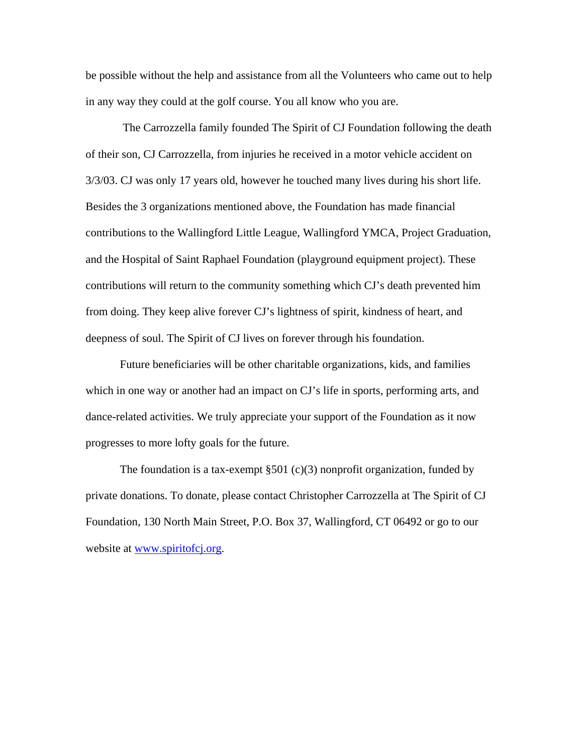be possible without the help and assistance from all the Volunteers who came out to help in any way they could at the golf course. You all know who you are.

The Carrozzella family founded The Spirit of CJ Foundation following the death of their son, CJ Carrozzella, from injuries he received in a motor vehicle accident on 3/3/03. CJ was only 17 years old, however he touched many lives during his short life. Besides the 3 organizations mentioned above, the Foundation has made financial contributions to the Wallingford Little League, Wallingford YMCA, Project Graduation, and the Hospital of Saint Raphael Foundation (playground equipment project). These contributions will return to the community something which CJ's death prevented him from doing. They keep alive forever CJ's lightness of spirit, kindness of heart, and deepness of soul. The Spirit of CJ lives on forever through his foundation.

Future beneficiaries will be other charitable organizations, kids, and families which in one way or another had an impact on CJ's life in sports, performing arts, and dance-related activities. We truly appreciate your support of the Foundation as it now progresses to more lofty goals for the future.

The foundation is a tax-exempt §501 (c)(3) nonprofit organization, funded by private donations. To donate, please contact Christopher Carrozzella at The Spirit of CJ Foundation, 130 North Main Street, P.O. Box 37, Wallingford, CT 06492 or go to our website at [www.spiritofcj.org](http://www.spiritofcj.org).